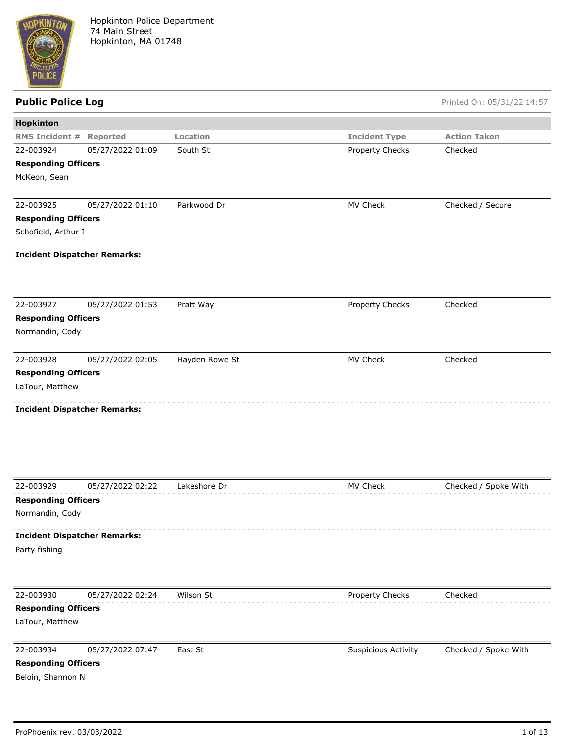Hopkinton Police Department
74 Main Street
Hopkinton, MA 01748

## Public Police Log

Printed On: 05/31/22 14:57

### Hopkinton

| RMS Incident # | Reported | Location | Incident Type | Action Taken |
|---|---|---|---|---|
| 22-003924 | 05/27/2022 01:09 | South St | Property Checks | Checked |

**Responding Officers**

McKeon, Sean

| RMS Incident # | Reported | Location | Incident Type | Action Taken |
|---|---|---|---|---|
| 22-003925 | 05/27/2022 01:10 | Parkwood Dr | MV Check | Checked / Secure |

**Responding Officers**

Schofield, Arthur I

**Incident Dispatcher Remarks:**

| RMS Incident # | Reported | Location | Incident Type | Action Taken |
|---|---|---|---|---|
| 22-003927 | 05/27/2022 01:53 | Pratt Way | Property Checks | Checked |

**Responding Officers**

Normandin, Cody

| RMS Incident # | Reported | Location | Incident Type | Action Taken |
|---|---|---|---|---|
| 22-003928 | 05/27/2022 02:05 | Hayden Rowe St | MV Check | Checked |

**Responding Officers**

LaTour, Matthew

**Incident Dispatcher Remarks:**

| RMS Incident # | Reported | Location | Incident Type | Action Taken |
|---|---|---|---|---|
| 22-003929 | 05/27/2022 02:22 | Lakeshore Dr | MV Check | Checked / Spoke With |

**Responding Officers**

Normandin, Cody

**Incident Dispatcher Remarks:**

Party fishing

| RMS Incident # | Reported | Location | Incident Type | Action Taken |
|---|---|---|---|---|
| 22-003930 | 05/27/2022 02:24 | Wilson St | Property Checks | Checked |

**Responding Officers**

LaTour, Matthew

| RMS Incident # | Reported | Location | Incident Type | Action Taken |
|---|---|---|---|---|
| 22-003934 | 05/27/2022 07:47 | East St | Suspicious Activity | Checked / Spoke With |

**Responding Officers**

Beloin, Shannon N

ProPhoenix rev. 03/03/2022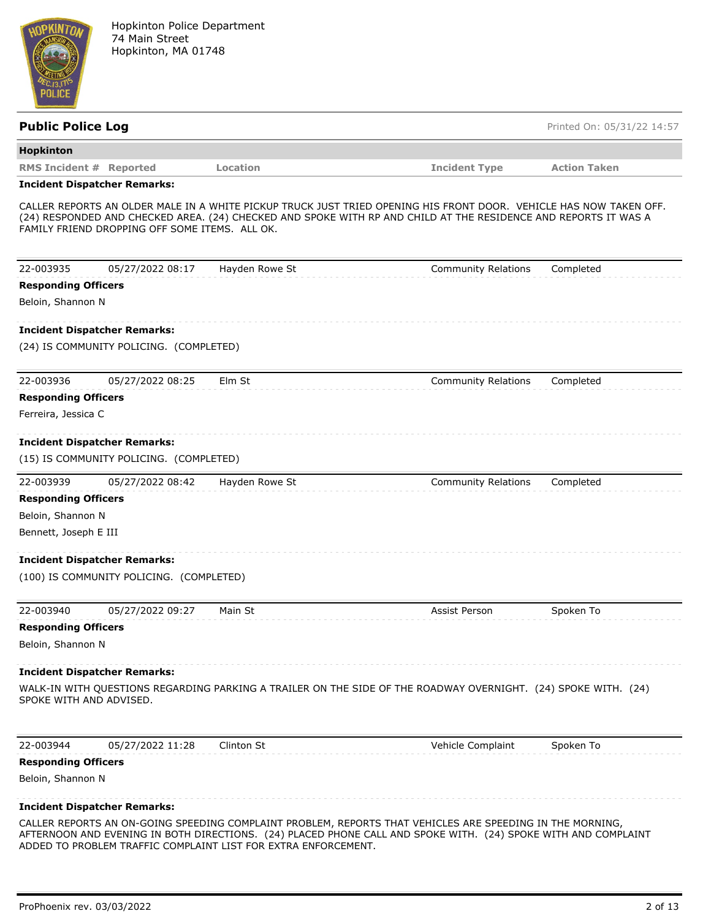Hopkinton Police Department
74 Main Street
Hopkinton, MA 01748

## Public Police Log

Printed On: 05/31/22 14:57

**Hopkinton**

| RMS Incident # | Reported | Location | Incident Type | Action Taken |
|---|---|---|---|---|

**Incident Dispatcher Remarks:**

CALLER REPORTS AN OLDER MALE IN A WHITE PICKUP TRUCK JUST TRIED OPENING HIS FRONT DOOR. VEHICLE HAS NOW TAKEN OFF. (24) RESPONDED AND CHECKED AREA. (24) CHECKED AND SPOKE WITH RP AND CHILD AT THE RESIDENCE AND REPORTS IT WAS A FAMILY FRIEND DROPPING OFF SOME ITEMS. ALL OK.

---

| 22-003935 | 05/27/2022 08:17 | Hayden Rowe St | Community Relations | Completed |
|---|---|---|---|---|

**Responding Officers**

Beloin, Shannon N

**Incident Dispatcher Remarks:**

(24) IS COMMUNITY POLICING. (COMPLETED)

---

| 22-003936 | 05/27/2022 08:25 | Elm St | Community Relations | Completed |
|---|---|---|---|---|

**Responding Officers**

Ferreira, Jessica C

**Incident Dispatcher Remarks:**

(15) IS COMMUNITY POLICING. (COMPLETED)

---

| 22-003939 | 05/27/2022 08:42 | Hayden Rowe St | Community Relations | Completed |
|---|---|---|---|---|

**Responding Officers**

Beloin, Shannon N

Bennett, Joseph E III

**Incident Dispatcher Remarks:**

(100) IS COMMUNITY POLICING. (COMPLETED)

---

| 22-003940 | 05/27/2022 09:27 | Main St | Assist Person | Spoken To |
|---|---|---|---|---|

**Responding Officers**

Beloin, Shannon N

**Incident Dispatcher Remarks:**

WALK-IN WITH QUESTIONS REGARDING PARKING A TRAILER ON THE SIDE OF THE ROADWAY OVERNIGHT. (24) SPOKE WITH. (24) SPOKE WITH AND ADVISED.

---

| 22-003944 | 05/27/2022 11:28 | Clinton St | Vehicle Complaint | Spoken To |
|---|---|---|---|---|

**Responding Officers**

Beloin, Shannon N

**Incident Dispatcher Remarks:**

CALLER REPORTS AN ON-GOING SPEEDING COMPLAINT PROBLEM, REPORTS THAT VEHICLES ARE SPEEDING IN THE MORNING, AFTERNOON AND EVENING IN BOTH DIRECTIONS. (24) PLACED PHONE CALL AND SPOKE WITH. (24) SPOKE WITH AND COMPLAINT ADDED TO PROBLEM TRAFFIC COMPLAINT LIST FOR EXTRA ENFORCEMENT.

ProPhoenix rev. 03/03/2022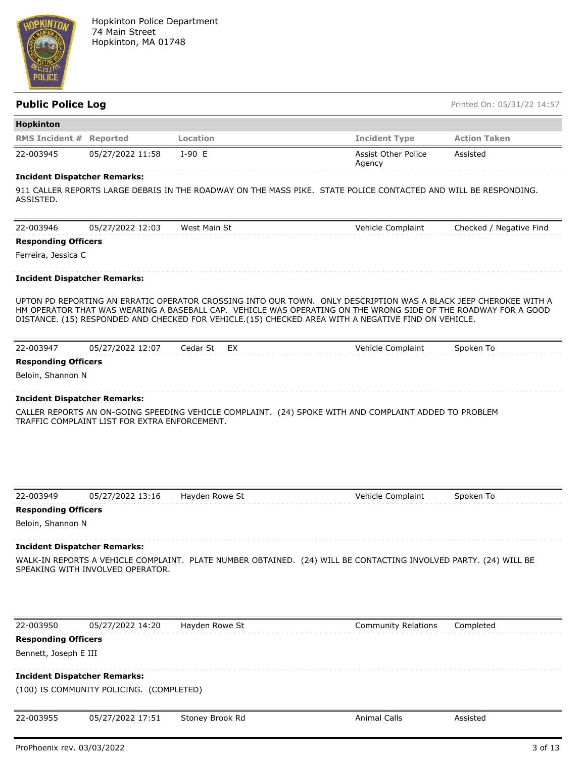Hopkinton Police Department
74 Main Street
Hopkinton, MA 01748

## Public Police Log

Printed On: 05/31/22 14:57

### Hopkinton

| RMS Incident # | Reported | Location | Incident Type | Action Taken |
|---|---|---|---|---|
| 22-003945 | 05/27/2022 11:58 | I-90 E | Assist Other Police Agency | Assisted |

**Incident Dispatcher Remarks:**

911 CALLER REPORTS LARGE DEBRIS IN THE ROADWAY ON THE MASS PIKE. STATE POLICE CONTACTED AND WILL BE RESPONDING. ASSISTED.

| RMS Incident # | Reported | Location | Incident Type | Action Taken |
|---|---|---|---|---|
| 22-003946 | 05/27/2022 12:03 | West Main St | Vehicle Complaint | Checked / Negative Find |

**Responding Officers**

Ferreira, Jessica C

**Incident Dispatcher Remarks:**

UPTON PD REPORTING AN ERRATIC OPERATOR CROSSING INTO OUR TOWN. ONLY DESCRIPTION WAS A BLACK JEEP CHEROKEE WITH A HM OPERATOR THAT WAS WEARING A BASEBALL CAP. VEHICLE WAS OPERATING ON THE WRONG SIDE OF THE ROADWAY FOR A GOOD DISTANCE. (15) RESPONDED AND CHECKED FOR VEHICLE.(15) CHECKED AREA WITH A NEGATIVE FIND ON VEHICLE.

| RMS Incident # | Reported | Location | Incident Type | Action Taken |
|---|---|---|---|---|
| 22-003947 | 05/27/2022 12:07 | Cedar St EX | Vehicle Complaint | Spoken To |

**Responding Officers**

Beloin, Shannon N

**Incident Dispatcher Remarks:**

CALLER REPORTS AN ON-GOING SPEEDING VEHICLE COMPLAINT. (24) SPOKE WITH AND COMPLAINT ADDED TO PROBLEM TRAFFIC COMPLAINT LIST FOR EXTRA ENFORCEMENT.

| RMS Incident # | Reported | Location | Incident Type | Action Taken |
|---|---|---|---|---|
| 22-003949 | 05/27/2022 13:16 | Hayden Rowe St | Vehicle Complaint | Spoken To |

**Responding Officers**

Beloin, Shannon N

**Incident Dispatcher Remarks:**

WALK-IN REPORTS A VEHICLE COMPLAINT. PLATE NUMBER OBTAINED. (24) WILL BE CONTACTING INVOLVED PARTY. (24) WILL BE SPEAKING WITH INVOLVED OPERATOR.

| RMS Incident # | Reported | Location | Incident Type | Action Taken |
|---|---|---|---|---|
| 22-003950 | 05/27/2022 14:20 | Hayden Rowe St | Community Relations | Completed |

**Responding Officers**

Bennett, Joseph E III

**Incident Dispatcher Remarks:**

(100) IS COMMUNITY POLICING. (COMPLETED)

| RMS Incident # | Reported | Location | Incident Type | Action Taken |
|---|---|---|---|---|
| 22-003955 | 05/27/2022 17:51 | Stoney Brook Rd | Animal Calls | Assisted |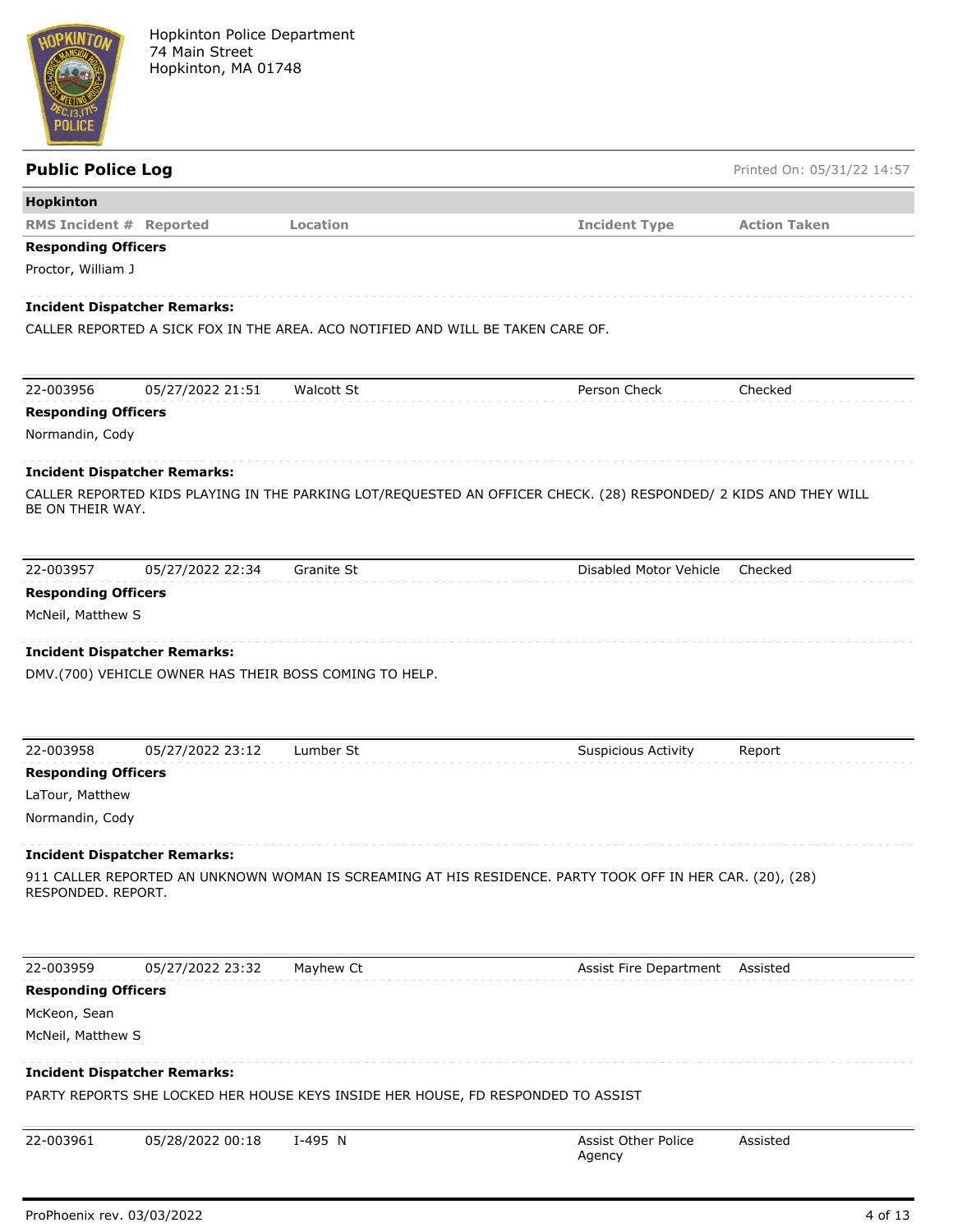Hopkinton Police Department
74 Main Street
Hopkinton, MA 01748

## Public Police Log

Printed On: 05/31/22 14:57

### Hopkinton

| RMS Incident # | Reported | Location | Incident Type | Action Taken |
|---|---|---|---|---|

**Responding Officers**

Proctor, William J

**Incident Dispatcher Remarks:**

CALLER REPORTED A SICK FOX IN THE AREA. ACO NOTIFIED AND WILL BE TAKEN CARE OF.

---

| 22-003956 | 05/27/2022 21:51 | Walcott St | Person Check | Checked |
|---|---|---|---|---|

**Responding Officers**

Normandin, Cody

**Incident Dispatcher Remarks:**

CALLER REPORTED KIDS PLAYING IN THE PARKING LOT/REQUESTED AN OFFICER CHECK. (28) RESPONDED/ 2 KIDS AND THEY WILL BE ON THEIR WAY.

---

| 22-003957 | 05/27/2022 22:34 | Granite St | Disabled Motor Vehicle | Checked |
|---|---|---|---|---|

**Responding Officers**

McNeil, Matthew S

**Incident Dispatcher Remarks:**

DMV.(700) VEHICLE OWNER HAS THEIR BOSS COMING TO HELP.

---

| 22-003958 | 05/27/2022 23:12 | Lumber St | Suspicious Activity | Report |
|---|---|---|---|---|

**Responding Officers**

LaTour, Matthew

Normandin, Cody

**Incident Dispatcher Remarks:**

911 CALLER REPORTED AN UNKNOWN WOMAN IS SCREAMING AT HIS RESIDENCE. PARTY TOOK OFF IN HER CAR. (20), (28) RESPONDED. REPORT.

---

| 22-003959 | 05/27/2022 23:32 | Mayhew Ct | Assist Fire Department | Assisted |
|---|---|---|---|---|

**Responding Officers**

McKeon, Sean

McNeil, Matthew S

**Incident Dispatcher Remarks:**

PARTY REPORTS SHE LOCKED HER HOUSE KEYS INSIDE HER HOUSE, FD RESPONDED TO ASSIST

---

| 22-003961 | 05/28/2022 00:18 | I-495 N | Assist Other Police Agency | Assisted |
|---|---|---|---|---|

ProPhoenix rev. 03/03/2022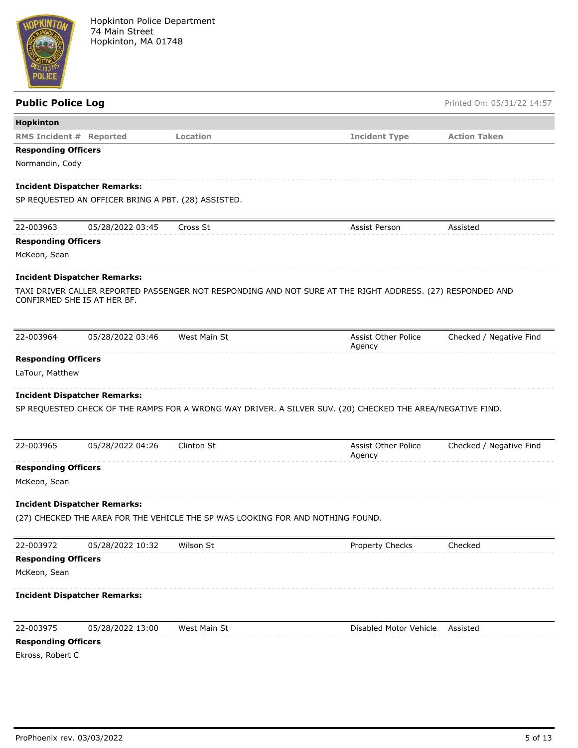Hopkinton Police Department
74 Main Street
Hopkinton, MA 01748

## Public Police Log

Printed On: 05/31/22 14:57

**Hopkinton**

| RMS Incident # | Reported | Location | Incident Type | Action Taken |
|---|---|---|---|---|

**Responding Officers**

Normandin, Cody

**Incident Dispatcher Remarks:**

SP REQUESTED AN OFFICER BRING A PBT. (28) ASSISTED.

| 22-003963 | 05/28/2022 03:45 | Cross St | Assist Person | Assisted |
|---|---|---|---|---|

**Responding Officers**

McKeon, Sean

**Incident Dispatcher Remarks:**

TAXI DRIVER CALLER REPORTED PASSENGER NOT RESPONDING AND NOT SURE AT THE RIGHT ADDRESS. (27) RESPONDED AND CONFIRMED SHE IS AT HER BF.

| 22-003964 | 05/28/2022 03:46 | West Main St | Assist Other Police Agency | Checked / Negative Find |
|---|---|---|---|---|

**Responding Officers**

LaTour, Matthew

**Incident Dispatcher Remarks:**

SP REQUESTED CHECK OF THE RAMPS FOR A WRONG WAY DRIVER. A SILVER SUV. (20) CHECKED THE AREA/NEGATIVE FIND.

| 22-003965 | 05/28/2022 04:26 | Clinton St | Assist Other Police Agency | Checked / Negative Find |
|---|---|---|---|---|

**Responding Officers**

McKeon, Sean

**Incident Dispatcher Remarks:**

(27) CHECKED THE AREA FOR THE VEHICLE THE SP WAS LOOKING FOR AND NOTHING FOUND.

| 22-003972 | 05/28/2022 10:32 | Wilson St | Property Checks | Checked |
|---|---|---|---|---|

**Responding Officers**

McKeon, Sean

**Incident Dispatcher Remarks:**

| 22-003975 | 05/28/2022 13:00 | West Main St | Disabled Motor Vehicle | Assisted |
|---|---|---|---|---|

**Responding Officers**

Ekross, Robert C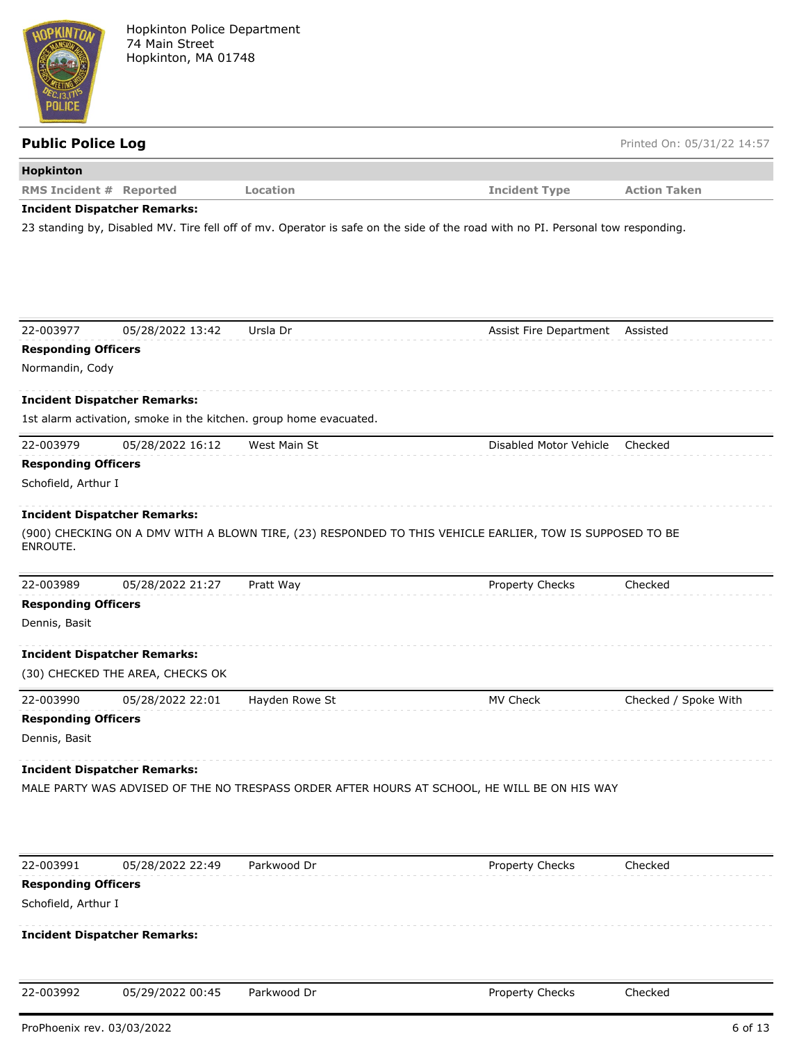## Public Police Log

Printed On: 05/31/22 14:57

**Hopkinton**

| RMS Incident # | Reported | Location | Incident Type | Action Taken |
|---|---|---|---|---|

**Incident Dispatcher Remarks:**

23 standing by, Disabled MV. Tire fell off of mv. Operator is safe on the side of the road with no PI. Personal tow responding.

| 22-003977 | 05/28/2022 13:42 | Ursla Dr | Assist Fire Department | Assisted |
|---|---|---|---|---|

**Responding Officers**

Normandin, Cody

**Incident Dispatcher Remarks:**

1st alarm activation, smoke in the kitchen. group home evacuated.

| 22-003979 | 05/28/2022 16:12 | West Main St | Disabled Motor Vehicle | Checked |
|---|---|---|---|---|

**Responding Officers**

Schofield, Arthur I

**Incident Dispatcher Remarks:**

(900) CHECKING ON A DMV WITH A BLOWN TIRE, (23) RESPONDED TO THIS VEHICLE EARLIER, TOW IS SUPPOSED TO BE ENROUTE.

| 22-003989 | 05/28/2022 21:27 | Pratt Way | Property Checks | Checked |
|---|---|---|---|---|

**Responding Officers**

Dennis, Basit

**Incident Dispatcher Remarks:**

(30) CHECKED THE AREA, CHECKS OK

| 22-003990 | 05/28/2022 22:01 | Hayden Rowe St | MV Check | Checked / Spoke With |
|---|---|---|---|---|

**Responding Officers**

Dennis, Basit

**Incident Dispatcher Remarks:**

MALE PARTY WAS ADVISED OF THE NO TRESPASS ORDER AFTER HOURS AT SCHOOL, HE WILL BE ON HIS WAY

| 22-003991 | 05/28/2022 22:49 | Parkwood Dr | Property Checks | Checked |
|---|---|---|---|---|

**Responding Officers**

Schofield, Arthur I

**Incident Dispatcher Remarks:**

| 22-003992 | 05/29/2022 00:45 | Parkwood Dr | Property Checks | Checked |
|---|---|---|---|---|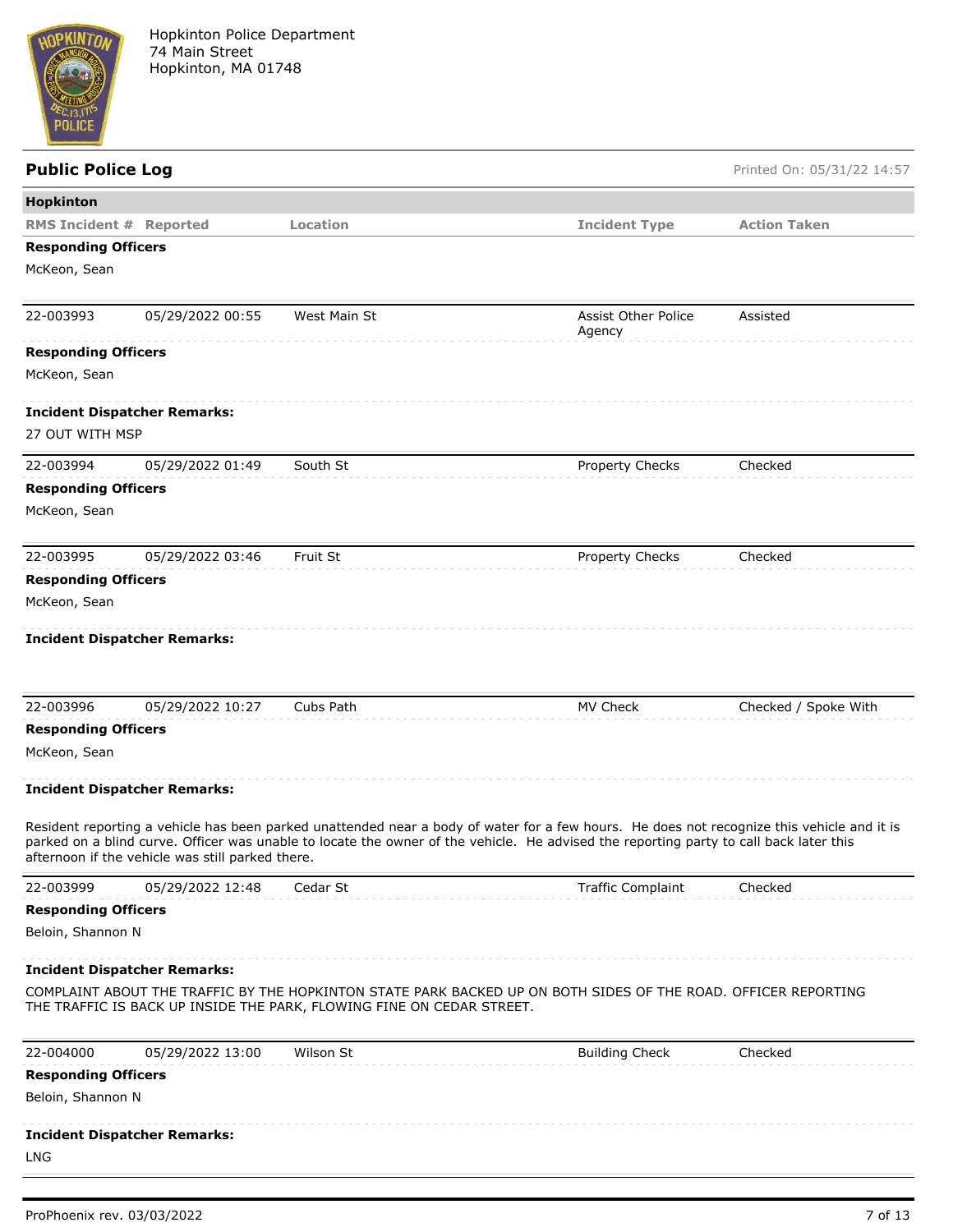Hopkinton Police Department
74 Main Street
Hopkinton, MA 01748

## Public Police Log

Printed On: 05/31/22 14:57

**Hopkinton**

| RMS Incident # | Reported | Location | Incident Type | Action Taken |
|---|---|---|---|---|

**Responding Officers**

McKeon, Sean

---

| 22-003993 | 05/29/2022 00:55 | West Main St | Assist Other Police Agency | Assisted |
|---|---|---|---|---|

**Responding Officers**

McKeon, Sean

**Incident Dispatcher Remarks:**

27 OUT WITH MSP

---

| 22-003994 | 05/29/2022 01:49 | South St | Property Checks | Checked |
|---|---|---|---|---|

**Responding Officers**

McKeon, Sean

---

| 22-003995 | 05/29/2022 03:46 | Fruit St | Property Checks | Checked |
|---|---|---|---|---|

**Responding Officers**

McKeon, Sean

**Incident Dispatcher Remarks:**

---

| 22-003996 | 05/29/2022 10:27 | Cubs Path | MV Check | Checked / Spoke With |
|---|---|---|---|---|

**Responding Officers**

McKeon, Sean

**Incident Dispatcher Remarks:**

Resident reporting a vehicle has been parked unattended near a body of water for a few hours. He does not recognize this vehicle and it is parked on a blind curve. Officer was unable to locate the owner of the vehicle. He advised the reporting party to call back later this afternoon if the vehicle was still parked there.

---

| 22-003999 | 05/29/2022 12:48 | Cedar St | Traffic Complaint | Checked |
|---|---|---|---|---|

**Responding Officers**

Beloin, Shannon N

**Incident Dispatcher Remarks:**

COMPLAINT ABOUT THE TRAFFIC BY THE HOPKINTON STATE PARK BACKED UP ON BOTH SIDES OF THE ROAD. OFFICER REPORTING THE TRAFFIC IS BACK UP INSIDE THE PARK, FLOWING FINE ON CEDAR STREET.

---

| 22-004000 | 05/29/2022 13:00 | Wilson St | Building Check | Checked |
|---|---|---|---|---|

**Responding Officers**

Beloin, Shannon N

**Incident Dispatcher Remarks:**

LNG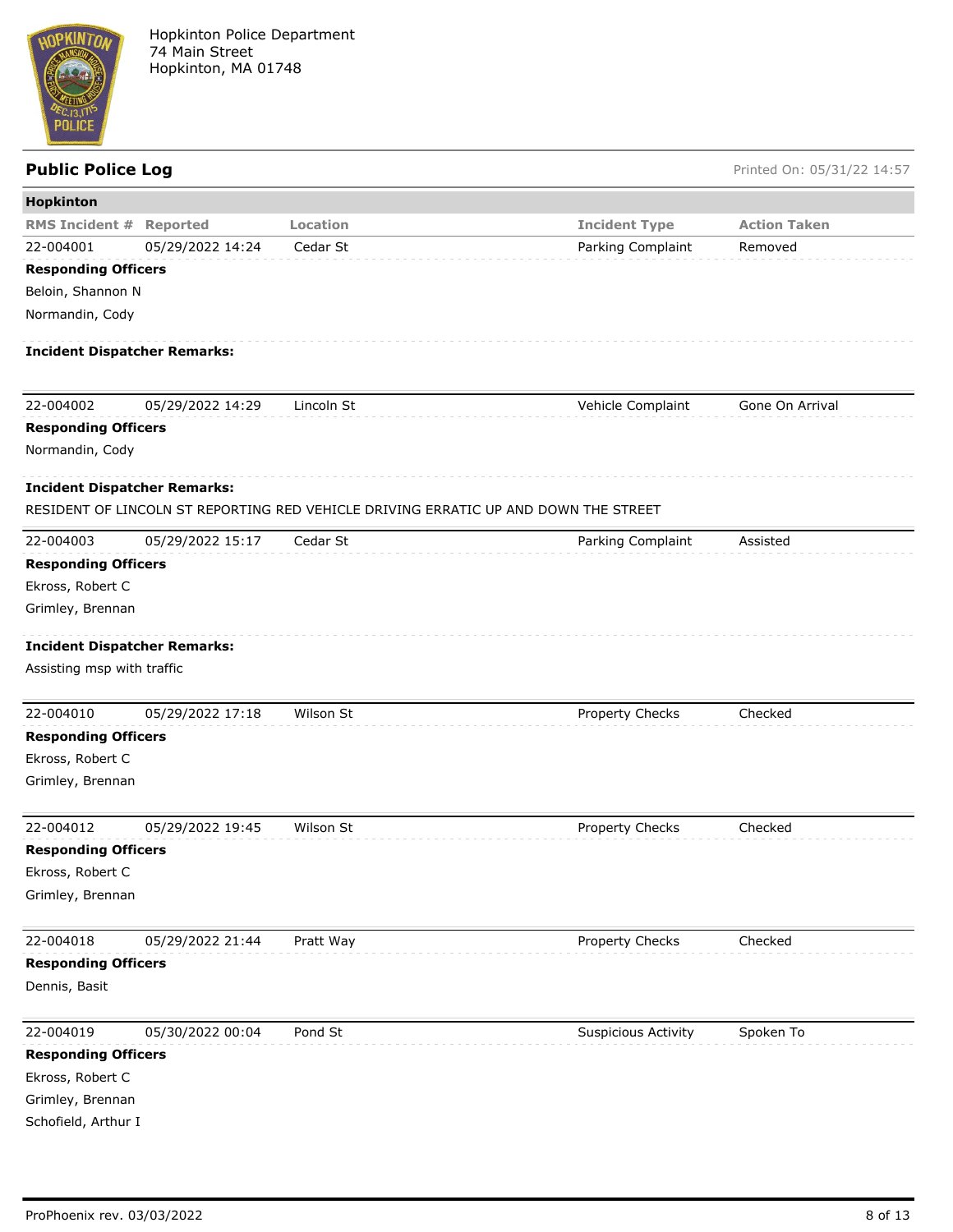Hopkinton Police Department
74 Main Street
Hopkinton, MA 01748

## Public Police Log

Printed On: 05/31/22 14:57

### Hopkinton

| RMS Incident # | Reported | Location | Incident Type | Action Taken |
|---|---|---|---|---|
| 22-004001 | 05/29/2022 14:24 | Cedar St | Parking Complaint | Removed |

**Responding Officers**

Beloin, Shannon N

Normandin, Cody

**Incident Dispatcher Remarks:**

| RMS Incident # | Reported | Location | Incident Type | Action Taken |
|---|---|---|---|---|
| 22-004002 | 05/29/2022 14:29 | Lincoln St | Vehicle Complaint | Gone On Arrival |

**Responding Officers**

Normandin, Cody

**Incident Dispatcher Remarks:**

RESIDENT OF LINCOLN ST REPORTING RED VEHICLE DRIVING ERRATIC UP AND DOWN THE STREET

| RMS Incident # | Reported | Location | Incident Type | Action Taken |
|---|---|---|---|---|
| 22-004003 | 05/29/2022 15:17 | Cedar St | Parking Complaint | Assisted |

**Responding Officers**

Ekross, Robert C

Grimley, Brennan

**Incident Dispatcher Remarks:**

Assisting msp with traffic

| RMS Incident # | Reported | Location | Incident Type | Action Taken |
|---|---|---|---|---|
| 22-004010 | 05/29/2022 17:18 | Wilson St | Property Checks | Checked |

**Responding Officers**

Ekross, Robert C

Grimley, Brennan

| RMS Incident # | Reported | Location | Incident Type | Action Taken |
|---|---|---|---|---|
| 22-004012 | 05/29/2022 19:45 | Wilson St | Property Checks | Checked |

**Responding Officers**

Ekross, Robert C

Grimley, Brennan

| RMS Incident # | Reported | Location | Incident Type | Action Taken |
|---|---|---|---|---|
| 22-004018 | 05/29/2022 21:44 | Pratt Way | Property Checks | Checked |

**Responding Officers**

Dennis, Basit

| RMS Incident # | Reported | Location | Incident Type | Action Taken |
|---|---|---|---|---|
| 22-004019 | 05/30/2022 00:04 | Pond St | Suspicious Activity | Spoken To |

**Responding Officers**

Ekross, Robert C

Grimley, Brennan

Schofield, Arthur I

ProPhoenix rev. 03/03/2022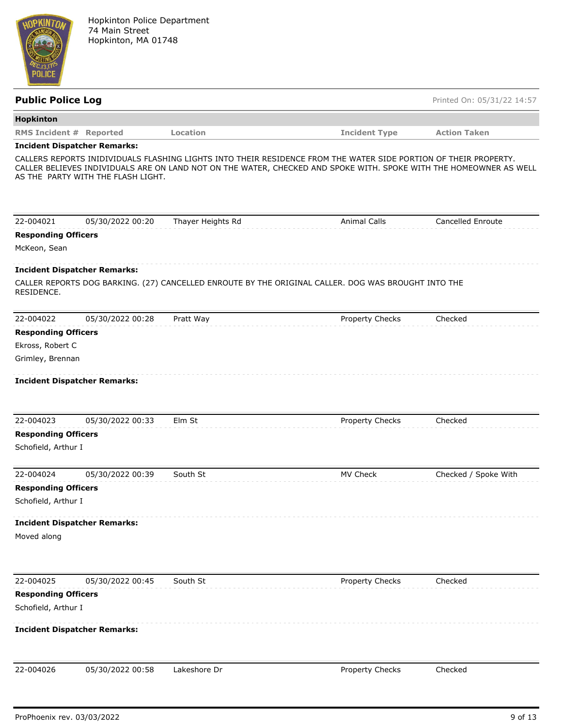Hopkinton Police Department
74 Main Street
Hopkinton, MA 01748

## Public Police Log

Printed On: 05/31/22 14:57

**Hopkinton**

| RMS Incident # | Reported | Location | Incident Type | Action Taken |
|---|---|---|---|---|

**Incident Dispatcher Remarks:**

CALLERS REPORTS INIDIVIDUALS FLASHING LIGHTS INTO THEIR RESIDENCE FROM THE WATER SIDE PORTION OF THEIR PROPERTY. CALLER BELIEVES INDIVIDUALS ARE ON LAND NOT ON THE WATER, CHECKED AND SPOKE WITH. SPOKE WITH THE HOMEOWNER AS WELL AS THE PARTY WITH THE FLASH LIGHT.

| 22-004021 | 05/30/2022 00:20 | Thayer Heights Rd | Animal Calls | Cancelled Enroute |
|---|---|---|---|---|

**Responding Officers**

McKeon, Sean

**Incident Dispatcher Remarks:**

CALLER REPORTS DOG BARKING. (27) CANCELLED ENROUTE BY THE ORIGINAL CALLER. DOG WAS BROUGHT INTO THE RESIDENCE.

| 22-004022 | 05/30/2022 00:28 | Pratt Way | Property Checks | Checked |
|---|---|---|---|---|

**Responding Officers**

Ekross, Robert C

Grimley, Brennan

**Incident Dispatcher Remarks:**

| 22-004023 | 05/30/2022 00:33 | Elm St | Property Checks | Checked |
|---|---|---|---|---|

**Responding Officers**

Schofield, Arthur I

| 22-004024 | 05/30/2022 00:39 | South St | MV Check | Checked / Spoke With |
|---|---|---|---|---|

**Responding Officers**

Schofield, Arthur I

**Incident Dispatcher Remarks:**

Moved along

| 22-004025 | 05/30/2022 00:45 | South St | Property Checks | Checked |
|---|---|---|---|---|

**Responding Officers**

Schofield, Arthur I

**Incident Dispatcher Remarks:**

| 22-004026 | 05/30/2022 00:58 | Lakeshore Dr | Property Checks | Checked |
|---|---|---|---|---|

ProPhoenix rev. 03/03/2022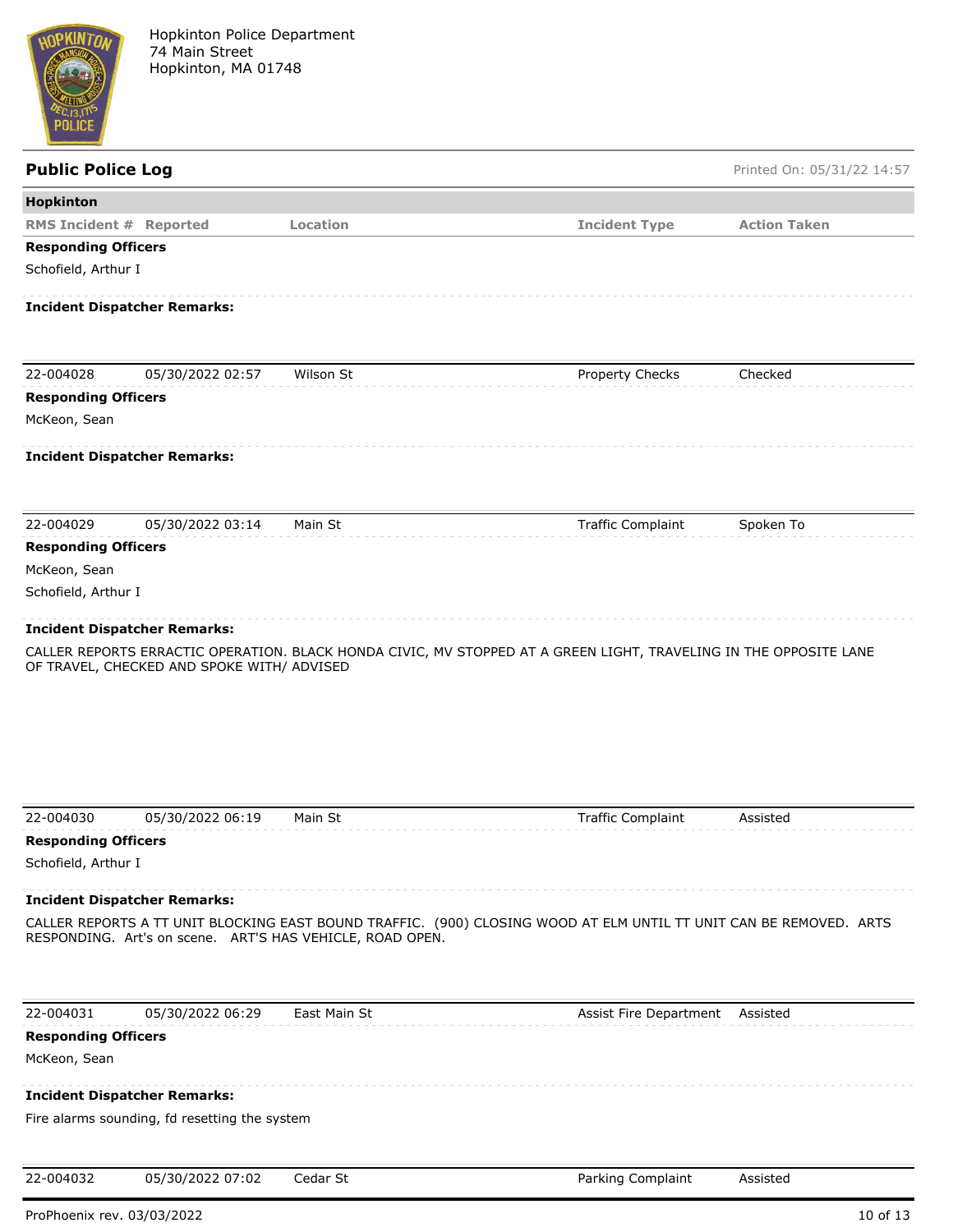Hopkinton Police Department
74 Main Street
Hopkinton, MA 01748

## Public Police Log

Printed On: 05/31/22 14:57

### Hopkinton

| RMS Incident # | Reported | Location | Incident Type | Action Taken |
|---|---|---|---|---|

**Responding Officers**

Schofield, Arthur I

**Incident Dispatcher Remarks:**

---

| 22-004028 | 05/30/2022 02:57 | Wilson St | Property Checks | Checked |
|---|---|---|---|---|

**Responding Officers**

McKeon, Sean

**Incident Dispatcher Remarks:**

---

| 22-004029 | 05/30/2022 03:14 | Main St | Traffic Complaint | Spoken To |
|---|---|---|---|---|

**Responding Officers**

McKeon, Sean

Schofield, Arthur I

**Incident Dispatcher Remarks:**

CALLER REPORTS ERRACTIC OPERATION. BLACK HONDA CIVIC, MV STOPPED AT A GREEN LIGHT, TRAVELING IN THE OPPOSITE LANE OF TRAVEL, CHECKED AND SPOKE WITH/ ADVISED

---

| 22-004030 | 05/30/2022 06:19 | Main St | Traffic Complaint | Assisted |
|---|---|---|---|---|

**Responding Officers**

Schofield, Arthur I

**Incident Dispatcher Remarks:**

CALLER REPORTS A TT UNIT BLOCKING EAST BOUND TRAFFIC. (900) CLOSING WOOD AT ELM UNTIL TT UNIT CAN BE REMOVED. ARTS RESPONDING. Art's on scene. ART'S HAS VEHICLE, ROAD OPEN.

---

| 22-004031 | 05/30/2022 06:29 | East Main St | Assist Fire Department | Assisted |
|---|---|---|---|---|

**Responding Officers**

McKeon, Sean

**Incident Dispatcher Remarks:**

Fire alarms sounding, fd resetting the system

---

| 22-004032 | 05/30/2022 07:02 | Cedar St | Parking Complaint | Assisted |
|---|---|---|---|---|

ProPhoenix rev. 03/03/2022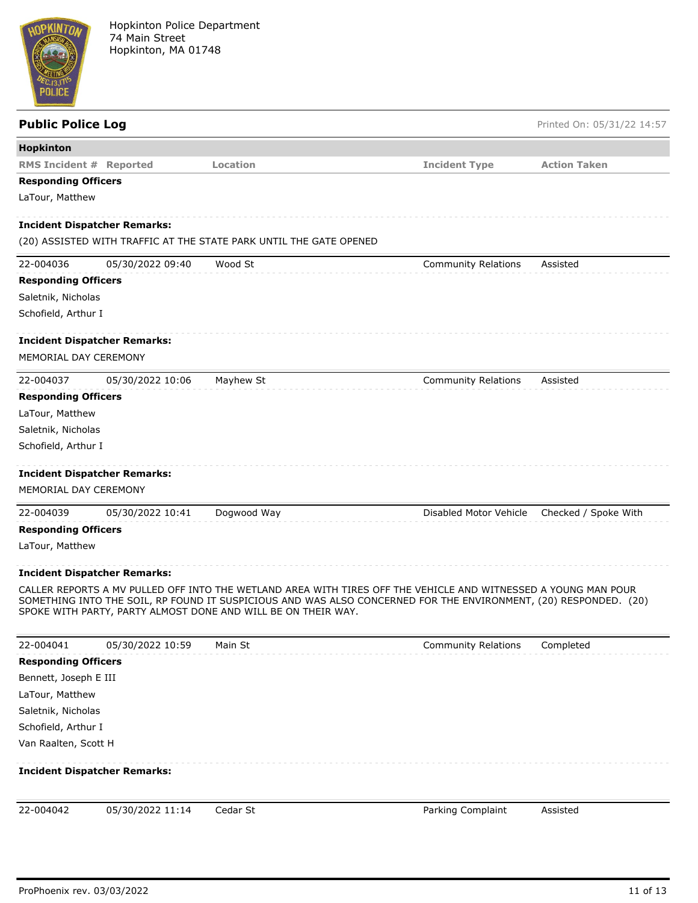Hopkinton Police Department
74 Main Street
Hopkinton, MA 01748

## Public Police Log

Printed On: 05/31/22 14:57

**Hopkinton**

| RMS Incident # | Reported | Location | Incident Type | Action Taken |
|---|---|---|---|---|

**Responding Officers**

LaTour, Matthew

**Incident Dispatcher Remarks:**

(20) ASSISTED WITH TRAFFIC AT THE STATE PARK UNTIL THE GATE OPENED

| 22-004036 | 05/30/2022 09:40 | Wood St | Community Relations | Assisted |
|---|---|---|---|---|

**Responding Officers**

Saletnik, Nicholas
Schofield, Arthur I

**Incident Dispatcher Remarks:**

MEMORIAL DAY CEREMONY

| 22-004037 | 05/30/2022 10:06 | Mayhew St | Community Relations | Assisted |
|---|---|---|---|---|

**Responding Officers**

LaTour, Matthew
Saletnik, Nicholas
Schofield, Arthur I

**Incident Dispatcher Remarks:**

MEMORIAL DAY CEREMONY

| 22-004039 | 05/30/2022 10:41 | Dogwood Way | Disabled Motor Vehicle | Checked / Spoke With |
|---|---|---|---|---|

**Responding Officers**

LaTour, Matthew

**Incident Dispatcher Remarks:**

CALLER REPORTS A MV PULLED OFF INTO THE WETLAND AREA WITH TIRES OFF THE VEHICLE AND WITNESSED A YOUNG MAN POUR SOMETHING INTO THE SOIL, RP FOUND IT SUSPICIOUS AND WAS ALSO CONCERNED FOR THE ENVIRONMENT, (20) RESPONDED. (20) SPOKE WITH PARTY, PARTY ALMOST DONE AND WILL BE ON THEIR WAY.

| 22-004041 | 05/30/2022 10:59 | Main St | Community Relations | Completed |
|---|---|---|---|---|

**Responding Officers**

Bennett, Joseph E III
LaTour, Matthew
Saletnik, Nicholas
Schofield, Arthur I
Van Raalten, Scott H

**Incident Dispatcher Remarks:**

| 22-004042 | 05/30/2022 11:14 | Cedar St | Parking Complaint | Assisted |
|---|---|---|---|---|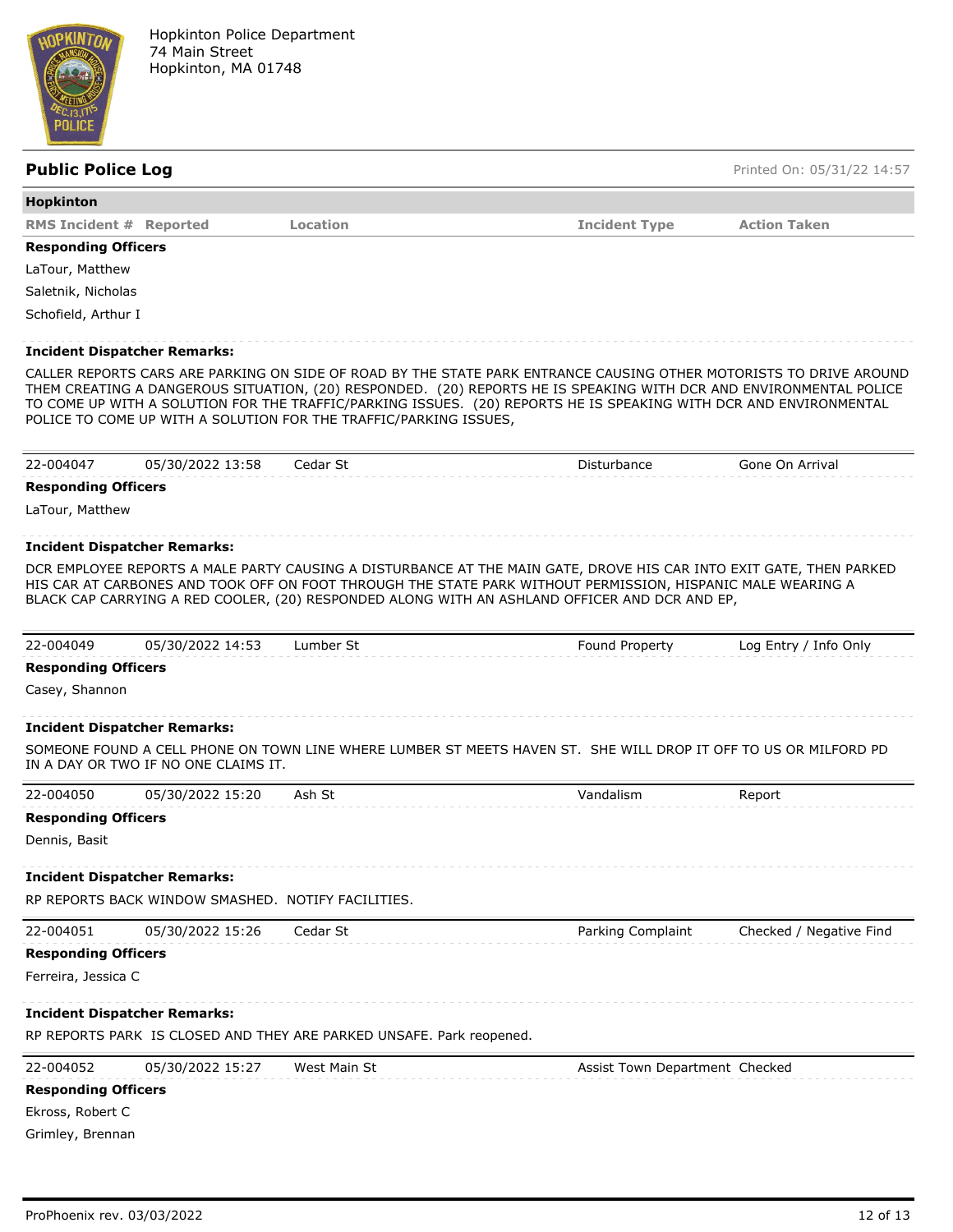Hopkinton Police Department
74 Main Street
Hopkinton, MA 01748

## Public Police Log

Printed On: 05/31/22 14:57

**Hopkinton**

| RMS Incident # | Reported | Location | Incident Type | Action Taken |
|---|---|---|---|---|

**Responding Officers**

LaTour, Matthew
Saletnik, Nicholas
Schofield, Arthur I

**Incident Dispatcher Remarks:**

CALLER REPORTS CARS ARE PARKING ON SIDE OF ROAD BY THE STATE PARK ENTRANCE CAUSING OTHER MOTORISTS TO DRIVE AROUND THEM CREATING A DANGEROUS SITUATION, (20) RESPONDED. (20) REPORTS HE IS SPEAKING WITH DCR AND ENVIRONMENTAL POLICE TO COME UP WITH A SOLUTION FOR THE TRAFFIC/PARKING ISSUES. (20) REPORTS HE IS SPEAKING WITH DCR AND ENVIRONMENTAL POLICE TO COME UP WITH A SOLUTION FOR THE TRAFFIC/PARKING ISSUES,

| 22-004047 | 05/30/2022 13:58 | Cedar St | Disturbance | Gone On Arrival |
|---|---|---|---|---|

**Responding Officers**

LaTour, Matthew

**Incident Dispatcher Remarks:**

DCR EMPLOYEE REPORTS A MALE PARTY CAUSING A DISTURBANCE AT THE MAIN GATE, DROVE HIS CAR INTO EXIT GATE, THEN PARKED HIS CAR AT CARBONES AND TOOK OFF ON FOOT THROUGH THE STATE PARK WITHOUT PERMISSION, HISPANIC MALE WEARING A BLACK CAP CARRYING A RED COOLER, (20) RESPONDED ALONG WITH AN ASHLAND OFFICER AND DCR AND EP,

| 22-004049 | 05/30/2022 14:53 | Lumber St | Found Property | Log Entry / Info Only |
|---|---|---|---|---|

**Responding Officers**

Casey, Shannon

**Incident Dispatcher Remarks:**

SOMEONE FOUND A CELL PHONE ON TOWN LINE WHERE LUMBER ST MEETS HAVEN ST. SHE WILL DROP IT OFF TO US OR MILFORD PD IN A DAY OR TWO IF NO ONE CLAIMS IT.

| 22-004050 | 05/30/2022 15:20 | Ash St | Vandalism | Report |
|---|---|---|---|---|

**Responding Officers**

Dennis, Basit

**Incident Dispatcher Remarks:**

RP REPORTS BACK WINDOW SMASHED. NOTIFY FACILITIES.

| 22-004051 | 05/30/2022 15:26 | Cedar St | Parking Complaint | Checked / Negative Find |
|---|---|---|---|---|

**Responding Officers**

Ferreira, Jessica C

**Incident Dispatcher Remarks:**

RP REPORTS PARK IS CLOSED AND THEY ARE PARKED UNSAFE. Park reopened.

| 22-004052 | 05/30/2022 15:27 | West Main St | Assist Town Department | Checked |
|---|---|---|---|---|

**Responding Officers**

Ekross, Robert C
Grimley, Brennan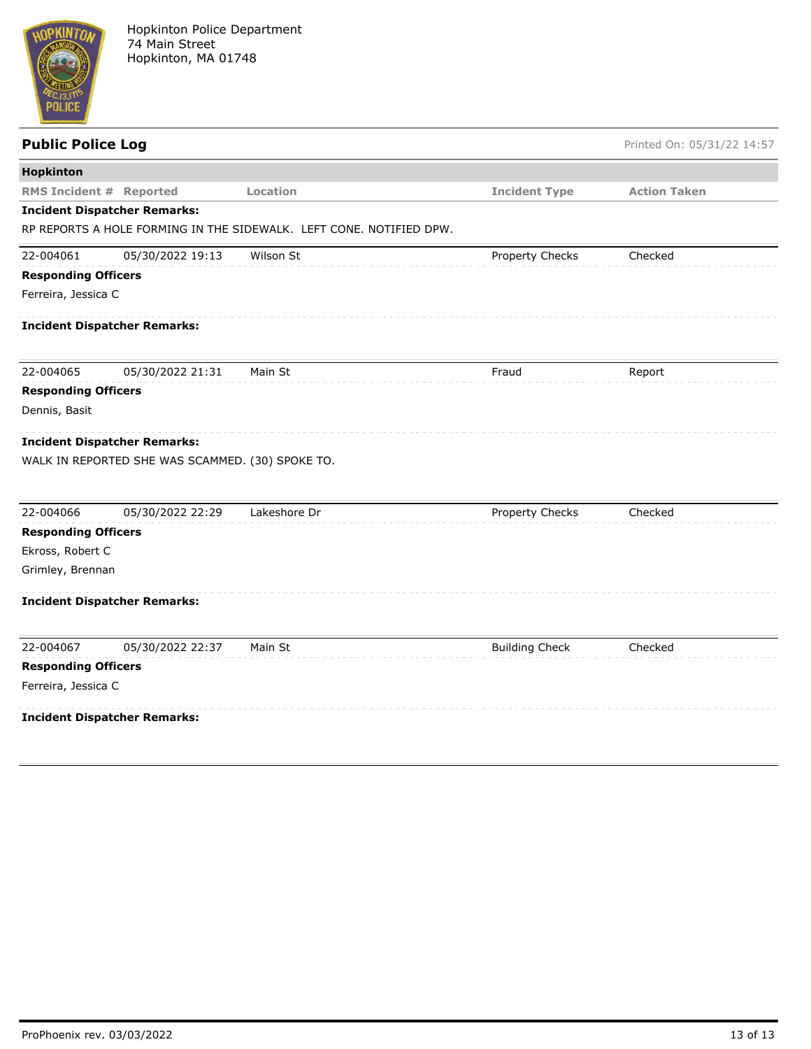Hopkinton Police Department
74 Main Street
Hopkinton, MA 01748

## Public Police Log

Printed On: 05/31/22 14:57

**Hopkinton**

| RMS Incident # | Reported | Location | Incident Type | Action Taken |
|---|---|---|---|---|

**Incident Dispatcher Remarks:**

RP REPORTS A HOLE FORMING IN THE SIDEWALK. LEFT CONE. NOTIFIED DPW.

| | | | | |
|---|---|---|---|---|
| 22-004061 | 05/30/2022 19:13 | Wilson St | Property Checks | Checked |

**Responding Officers**

Ferreira, Jessica C

**Incident Dispatcher Remarks:**

| | | | | |
|---|---|---|---|---|
| 22-004065 | 05/30/2022 21:31 | Main St | Fraud | Report |

**Responding Officers**

Dennis, Basit

**Incident Dispatcher Remarks:**

WALK IN REPORTED SHE WAS SCAMMED. (30) SPOKE TO.

| | | | | |
|---|---|---|---|---|
| 22-004066 | 05/30/2022 22:29 | Lakeshore Dr | Property Checks | Checked |

**Responding Officers**

Ekross, Robert C

Grimley, Brennan

**Incident Dispatcher Remarks:**

| | | | | |
|---|---|---|---|---|
| 22-004067 | 05/30/2022 22:37 | Main St | Building Check | Checked |

**Responding Officers**

Ferreira, Jessica C

**Incident Dispatcher Remarks:**

ProPhoenix rev. 03/03/2022